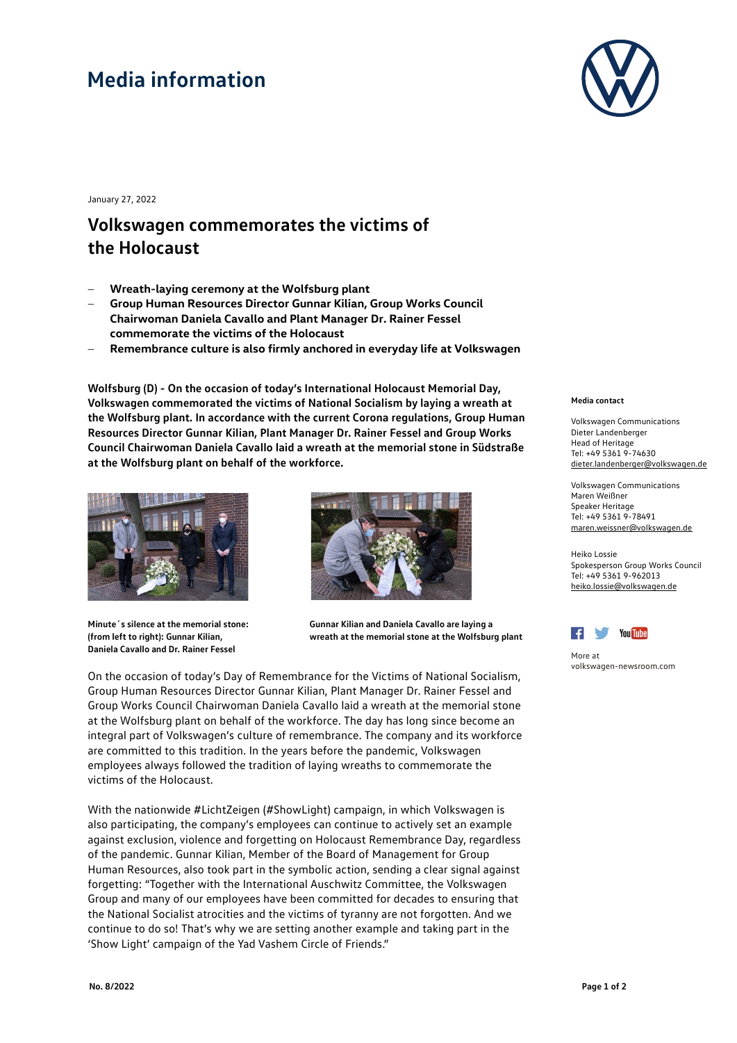# Media information

January 27, 2022

## Volkswagen commemorates the victims of the Holocaust

- **Wreath-laying ceremony at the Wolfsburg plant**
- **Group Human Resources Director Gunnar Kilian, Group Works Council Chairwoman Daniela Cavallo and Plant Manager Dr. Rainer Fessel commemorate the victims of the Holocaust**
- **Remembrance culture is also firmly anchored in everyday life at Volkswagen**

**Wolfsburg (D) - On the occasion of today's International Holocaust Memorial Day, Volkswagen commemorated the victims of National Socialism by laying a wreath at the Wolfsburg plant. In accordance with the current Corona regulations, Group Human Resources Director Gunnar Kilian, Plant Manager Dr. Rainer Fessel and Group Works Council Chairwoman Daniela Cavallo laid a wreath at the memorial stone in Südstraße at the Wolfsburg plant on behalf of the workforce.**

**Minute´s silence at the memorial stone: (from left to right): Gunnar Kilian, Daniela Cavallo and Dr. Rainer Fessel**

**Gunnar Kilian and Daniela Cavallo are laying a wreath at the memorial stone at the Wolfsburg plant**

On the occasion of today's Day of Remembrance for the Victims of National Socialism, Group Human Resources Director Gunnar Kilian, Plant Manager Dr. Rainer Fessel and Group Works Council Chairwoman Daniela Cavallo laid a wreath at the memorial stone at the Wolfsburg plant on behalf of the workforce. The day has long since become an integral part of Volkswagen's culture of remembrance. The company and its workforce are committed to this tradition. In the years before the pandemic, Volkswagen employees always followed the tradition of laying wreaths to commemorate the victims of the Holocaust.

With the nationwide #LichtZeigen (#ShowLight) campaign, in which Volkswagen is also participating, the company's employees can continue to actively set an example against exclusion, violence and forgetting on Holocaust Remembrance Day, regardless of the pandemic. Gunnar Kilian, Member of the Board of Management for Group Human Resources, also took part in the symbolic action, sending a clear signal against forgetting: "Together with the International Auschwitz Committee, the Volkswagen Group and many of our employees have been committed for decades to ensuring that the National Socialist atrocities and the victims of tyranny are not forgotten. And we continue to do so! That's why we are setting another example and taking part in the 'Show Light' campaign of the Yad Vashem Circle of Friends."

**Media contact**

Volkswagen Communications
Dieter Landenberger
Head of Heritage
Tel: +49 5361 9-74630
dieter.landenberger@volkswagen.de

Volkswagen Communications
Maren Weißner
Speaker Heritage
Tel: +49 5361 9-78491
maren.weissner@volkswagen.de

Heiko Lossie
Spokesperson Group Works Council
Tel: +49 5361 9-962013
heiko.lossie@volkswagen.de

More at
volkswagen-newsroom.com

**No. 8/2022**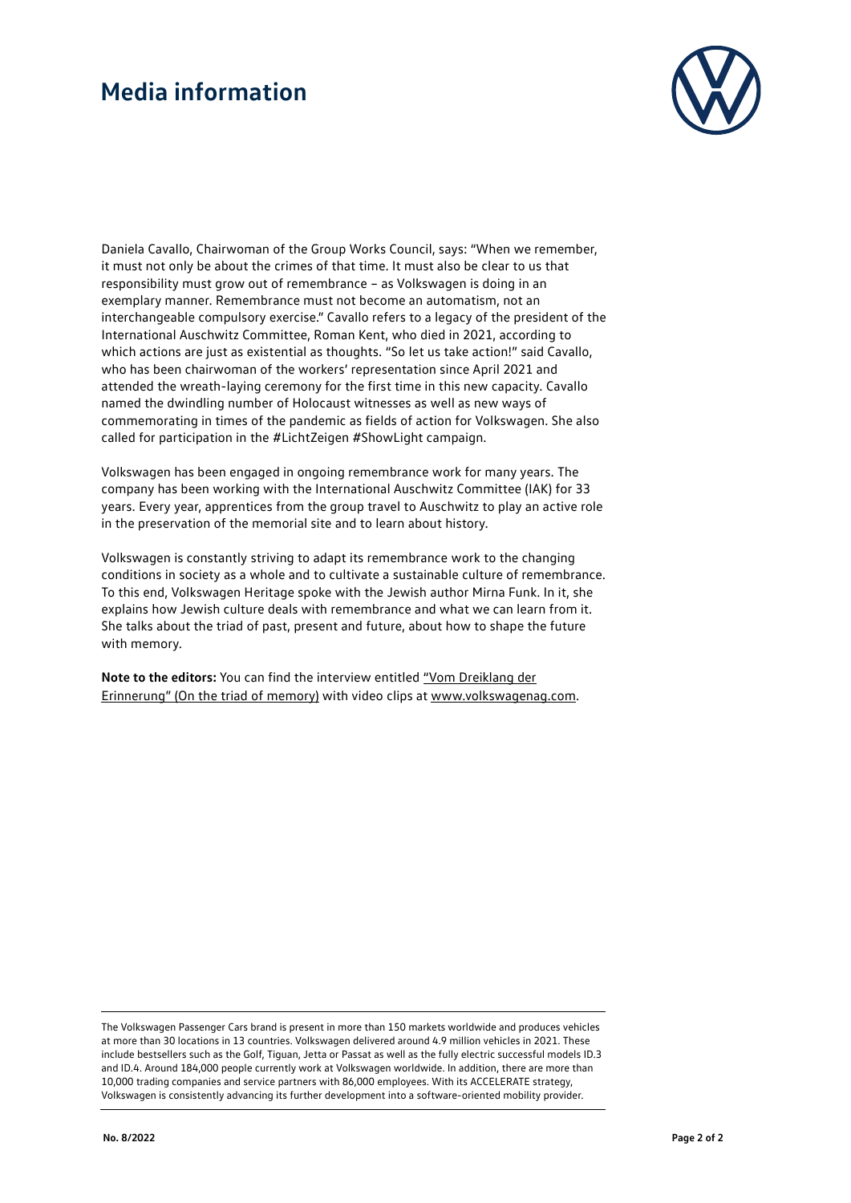Daniela Cavallo, Chairwoman of the Group Works Council, says: "When we remember, it must not only be about the crimes of that time. It must also be clear to us that responsibility must grow out of remembrance – as Volkswagen is doing in an exemplary manner. Remembrance must not become an automatism, not an interchangeable compulsory exercise." Cavallo refers to a legacy of the president of the International Auschwitz Committee, Roman Kent, who died in 2021, according to which actions are just as existential as thoughts. "So let us take action!" said Cavallo, who has been chairwoman of the workers' representation since April 2021 and attended the wreath-laying ceremony for the first time in this new capacity. Cavallo named the dwindling number of Holocaust witnesses as well as new ways of commemorating in times of the pandemic as fields of action for Volkswagen. She also called for participation in the #LichtZeigen #ShowLight campaign.

Volkswagen has been engaged in ongoing remembrance work for many years. The company has been working with the International Auschwitz Committee (IAK) for 33 years. Every year, apprentices from the group travel to Auschwitz to play an active role in the preservation of the memorial site and to learn about history.

Volkswagen is constantly striving to adapt its remembrance work to the changing conditions in society as a whole and to cultivate a sustainable culture of remembrance. To this end, Volkswagen Heritage spoke with the Jewish author Mirna Funk. In it, she explains how Jewish culture deals with remembrance and what we can learn from it. She talks about the triad of past, present and future, about how to shape the future with memory.

**Note to the editors:** You can find the interview entitled "Vom Dreiklang der Erinnerung" (On the triad of memory) with video clips at www.volkswagenag.com.

---

The Volkswagen Passenger Cars brand is present in more than 150 markets worldwide and produces vehicles at more than 30 locations in 13 countries. Volkswagen delivered around 4.9 million vehicles in 2021. These include bestsellers such as the Golf, Tiguan, Jetta or Passat as well as the fully electric successful models ID.3 and ID.4. Around 184,000 people currently work at Volkswagen worldwide. In addition, there are more than 10,000 trading companies and service partners with 86,000 employees. With its ACCELERATE strategy, Volkswagen is consistently advancing its further development into a software-oriented mobility provider.